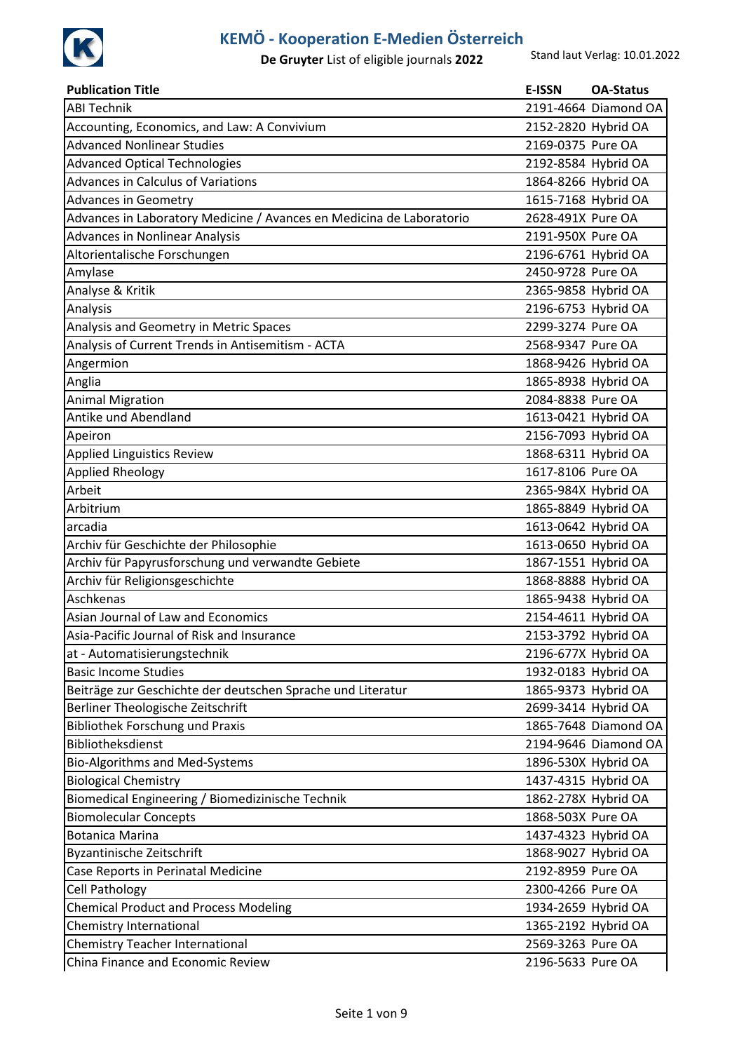# KEMÖ - Kooperation E-Medien Österreich

**De Gruyter** List of eligible journals **2022**

Stand laut Verlag: 10.01.2022

| Publication Title | E-ISSN | OA-Status |
|---|---|---|
| ABI Technik | 2191-4664 | Diamond OA |
| Accounting, Economics, and Law: A Convivium | 2152-2820 | Hybrid OA |
| Advanced Nonlinear Studies | 2169-0375 | Pure OA |
| Advanced Optical Technologies | 2192-8584 | Hybrid OA |
| Advances in Calculus of Variations | 1864-8266 | Hybrid OA |
| Advances in Geometry | 1615-7168 | Hybrid OA |
| Advances in Laboratory Medicine / Avances en Medicina de Laboratorio | 2628-491X | Pure OA |
| Advances in Nonlinear Analysis | 2191-950X | Pure OA |
| Altorientalische Forschungen | 2196-6761 | Hybrid OA |
| Amylase | 2450-9728 | Pure OA |
| Analyse & Kritik | 2365-9858 | Hybrid OA |
| Analysis | 2196-6753 | Hybrid OA |
| Analysis and Geometry in Metric Spaces | 2299-3274 | Pure OA |
| Analysis of Current Trends in Antisemitism - ACTA | 2568-9347 | Pure OA |
| Angermion | 1868-9426 | Hybrid OA |
| Anglia | 1865-8938 | Hybrid OA |
| Animal Migration | 2084-8838 | Pure OA |
| Antike und Abendland | 1613-0421 | Hybrid OA |
| Apeiron | 2156-7093 | Hybrid OA |
| Applied Linguistics Review | 1868-6311 | Hybrid OA |
| Applied Rheology | 1617-8106 | Pure OA |
| Arbeit | 2365-984X | Hybrid OA |
| Arbitrium | 1865-8849 | Hybrid OA |
| arcadia | 1613-0642 | Hybrid OA |
| Archiv für Geschichte der Philosophie | 1613-0650 | Hybrid OA |
| Archiv für Papyrusforschung und verwandte Gebiete | 1867-1551 | Hybrid OA |
| Archiv für Religionsgeschichte | 1868-8888 | Hybrid OA |
| Aschkenas | 1865-9438 | Hybrid OA |
| Asian Journal of Law and Economics | 2154-4611 | Hybrid OA |
| Asia-Pacific Journal of Risk and Insurance | 2153-3792 | Hybrid OA |
| at - Automatisierungstechnik | 2196-677X | Hybrid OA |
| Basic Income Studies | 1932-0183 | Hybrid OA |
| Beiträge zur Geschichte der deutschen Sprache und Literatur | 1865-9373 | Hybrid OA |
| Berliner Theologische Zeitschrift | 2699-3414 | Hybrid OA |
| Bibliothek Forschung und Praxis | 1865-7648 | Diamond OA |
| Bibliotheksdienst | 2194-9646 | Diamond OA |
| Bio-Algorithms and Med-Systems | 1896-530X | Hybrid OA |
| Biological Chemistry | 1437-4315 | Hybrid OA |
| Biomedical Engineering / Biomedizinische Technik | 1862-278X | Hybrid OA |
| Biomolecular Concepts | 1868-503X | Pure OA |
| Botanica Marina | 1437-4323 | Hybrid OA |
| Byzantinische Zeitschrift | 1868-9027 | Hybrid OA |
| Case Reports in Perinatal Medicine | 2192-8959 | Pure OA |
| Cell Pathology | 2300-4266 | Pure OA |
| Chemical Product and Process Modeling | 1934-2659 | Hybrid OA |
| Chemistry International | 1365-2192 | Hybrid OA |
| Chemistry Teacher International | 2569-3263 | Pure OA |
| China Finance and Economic Review | 2196-5633 | Pure OA |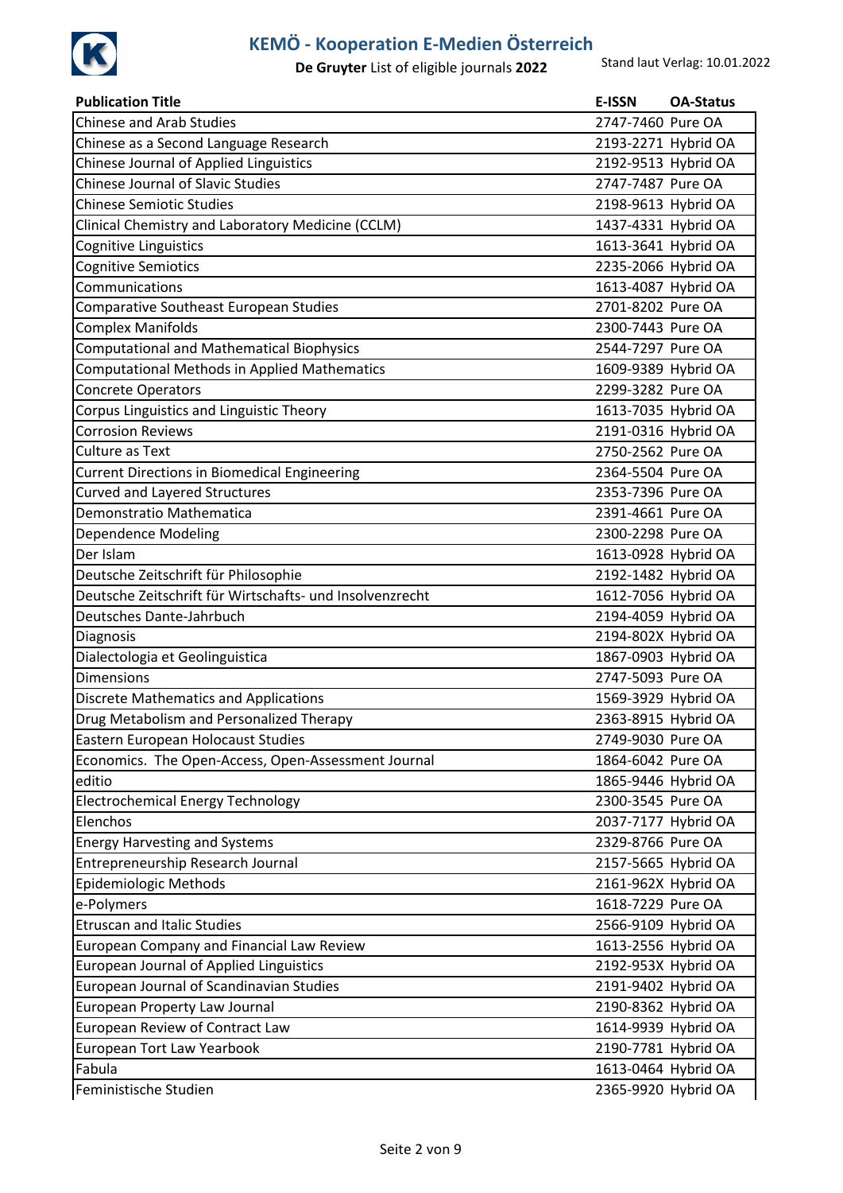# KEMÖ - Kooperation E-Medien Österreich

**De Gruyter** List of eligible journals **2022**

Stand laut Verlag: 10.01.2022

| Publication Title | E-ISSN | OA-Status |
|---|---|---|
| Chinese and Arab Studies | 2747-7460 | Pure OA |
| Chinese as a Second Language Research | 2193-2271 | Hybrid OA |
| Chinese Journal of Applied Linguistics | 2192-9513 | Hybrid OA |
| Chinese Journal of Slavic Studies | 2747-7487 | Pure OA |
| Chinese Semiotic Studies | 2198-9613 | Hybrid OA |
| Clinical Chemistry and Laboratory Medicine (CCLM) | 1437-4331 | Hybrid OA |
| Cognitive Linguistics | 1613-3641 | Hybrid OA |
| Cognitive Semiotics | 2235-2066 | Hybrid OA |
| Communications | 1613-4087 | Hybrid OA |
| Comparative Southeast European Studies | 2701-8202 | Pure OA |
| Complex Manifolds | 2300-7443 | Pure OA |
| Computational and Mathematical Biophysics | 2544-7297 | Pure OA |
| Computational Methods in Applied Mathematics | 1609-9389 | Hybrid OA |
| Concrete Operators | 2299-3282 | Pure OA |
| Corpus Linguistics and Linguistic Theory | 1613-7035 | Hybrid OA |
| Corrosion Reviews | 2191-0316 | Hybrid OA |
| Culture as Text | 2750-2562 | Pure OA |
| Current Directions in Biomedical Engineering | 2364-5504 | Pure OA |
| Curved and Layered Structures | 2353-7396 | Pure OA |
| Demonstratio Mathematica | 2391-4661 | Pure OA |
| Dependence Modeling | 2300-2298 | Pure OA |
| Der Islam | 1613-0928 | Hybrid OA |
| Deutsche Zeitschrift für Philosophie | 2192-1482 | Hybrid OA |
| Deutsche Zeitschrift für Wirtschafts- und Insolvenzrecht | 1612-7056 | Hybrid OA |
| Deutsches Dante-Jahrbuch | 2194-4059 | Hybrid OA |
| Diagnosis | 2194-802X | Hybrid OA |
| Dialectologia et Geolinguistica | 1867-0903 | Hybrid OA |
| Dimensions | 2747-5093 | Pure OA |
| Discrete Mathematics and Applications | 1569-3929 | Hybrid OA |
| Drug Metabolism and Personalized Therapy | 2363-8915 | Hybrid OA |
| Eastern European Holocaust Studies | 2749-9030 | Pure OA |
| Economics. The Open-Access, Open-Assessment Journal | 1864-6042 | Pure OA |
| editio | 1865-9446 | Hybrid OA |
| Electrochemical Energy Technology | 2300-3545 | Pure OA |
| Elenchos | 2037-7177 | Hybrid OA |
| Energy Harvesting and Systems | 2329-8766 | Pure OA |
| Entrepreneurship Research Journal | 2157-5665 | Hybrid OA |
| Epidemiologic Methods | 2161-962X | Hybrid OA |
| e-Polymers | 1618-7229 | Pure OA |
| Etruscan and Italic Studies | 2566-9109 | Hybrid OA |
| European Company and Financial Law Review | 1613-2556 | Hybrid OA |
| European Journal of Applied Linguistics | 2192-953X | Hybrid OA |
| European Journal of Scandinavian Studies | 2191-9402 | Hybrid OA |
| European Property Law Journal | 2190-8362 | Hybrid OA |
| European Review of Contract Law | 1614-9939 | Hybrid OA |
| European Tort Law Yearbook | 2190-7781 | Hybrid OA |
| Fabula | 1613-0464 | Hybrid OA |
| Feministische Studien | 2365-9920 | Hybrid OA |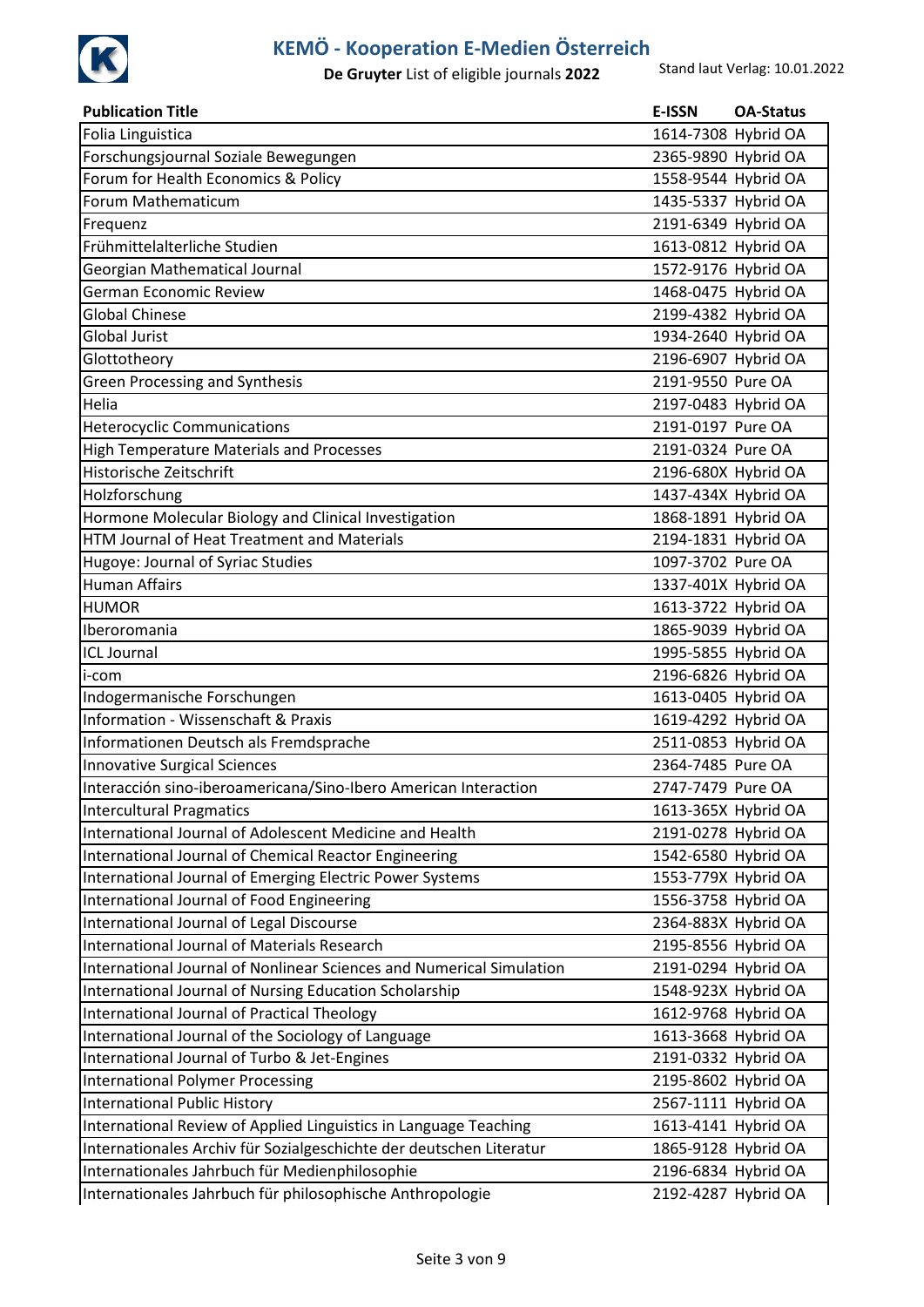# KEMÖ - Kooperation E-Medien Österreich

**De Gruyter** List of eligible journals **2022**

Stand laut Verlag: 10.01.2022

| Publication Title | E-ISSN | OA-Status |
|---|---|---|
| Folia Linguistica | 1614-7308 | Hybrid OA |
| Forschungsjournal Soziale Bewegungen | 2365-9890 | Hybrid OA |
| Forum for Health Economics & Policy | 1558-9544 | Hybrid OA |
| Forum Mathematicum | 1435-5337 | Hybrid OA |
| Frequenz | 2191-6349 | Hybrid OA |
| Frühmittelalterliche Studien | 1613-0812 | Hybrid OA |
| Georgian Mathematical Journal | 1572-9176 | Hybrid OA |
| German Economic Review | 1468-0475 | Hybrid OA |
| Global Chinese | 2199-4382 | Hybrid OA |
| Global Jurist | 1934-2640 | Hybrid OA |
| Glottotheory | 2196-6907 | Hybrid OA |
| Green Processing and Synthesis | 2191-9550 | Pure OA |
| Helia | 2197-0483 | Hybrid OA |
| Heterocyclic Communications | 2191-0197 | Pure OA |
| High Temperature Materials and Processes | 2191-0324 | Pure OA |
| Historische Zeitschrift | 2196-680X | Hybrid OA |
| Holzforschung | 1437-434X | Hybrid OA |
| Hormone Molecular Biology and Clinical Investigation | 1868-1891 | Hybrid OA |
| HTM Journal of Heat Treatment and Materials | 2194-1831 | Hybrid OA |
| Hugoye: Journal of Syriac Studies | 1097-3702 | Pure OA |
| Human Affairs | 1337-401X | Hybrid OA |
| HUMOR | 1613-3722 | Hybrid OA |
| Iberoromania | 1865-9039 | Hybrid OA |
| ICL Journal | 1995-5855 | Hybrid OA |
| i-com | 2196-6826 | Hybrid OA |
| Indogermanische Forschungen | 1613-0405 | Hybrid OA |
| Information - Wissenschaft & Praxis | 1619-4292 | Hybrid OA |
| Informationen Deutsch als Fremdsprache | 2511-0853 | Hybrid OA |
| Innovative Surgical Sciences | 2364-7485 | Pure OA |
| Interacción sino-iberoamericana/Sino-Ibero American Interaction | 2747-7479 | Pure OA |
| Intercultural Pragmatics | 1613-365X | Hybrid OA |
| International Journal of Adolescent Medicine and Health | 2191-0278 | Hybrid OA |
| International Journal of Chemical Reactor Engineering | 1542-6580 | Hybrid OA |
| International Journal of Emerging Electric Power Systems | 1553-779X | Hybrid OA |
| International Journal of Food Engineering | 1556-3758 | Hybrid OA |
| International Journal of Legal Discourse | 2364-883X | Hybrid OA |
| International Journal of Materials Research | 2195-8556 | Hybrid OA |
| International Journal of Nonlinear Sciences and Numerical Simulation | 2191-0294 | Hybrid OA |
| International Journal of Nursing Education Scholarship | 1548-923X | Hybrid OA |
| International Journal of Practical Theology | 1612-9768 | Hybrid OA |
| International Journal of the Sociology of Language | 1613-3668 | Hybrid OA |
| International Journal of Turbo & Jet-Engines | 2191-0332 | Hybrid OA |
| International Polymer Processing | 2195-8602 | Hybrid OA |
| International Public History | 2567-1111 | Hybrid OA |
| International Review of Applied Linguistics in Language Teaching | 1613-4141 | Hybrid OA |
| Internationales Archiv für Sozialgeschichte der deutschen Literatur | 1865-9128 | Hybrid OA |
| Internationales Jahrbuch für Medienphilosophie | 2196-6834 | Hybrid OA |
| Internationales Jahrbuch für philosophische Anthropologie | 2192-4287 | Hybrid OA |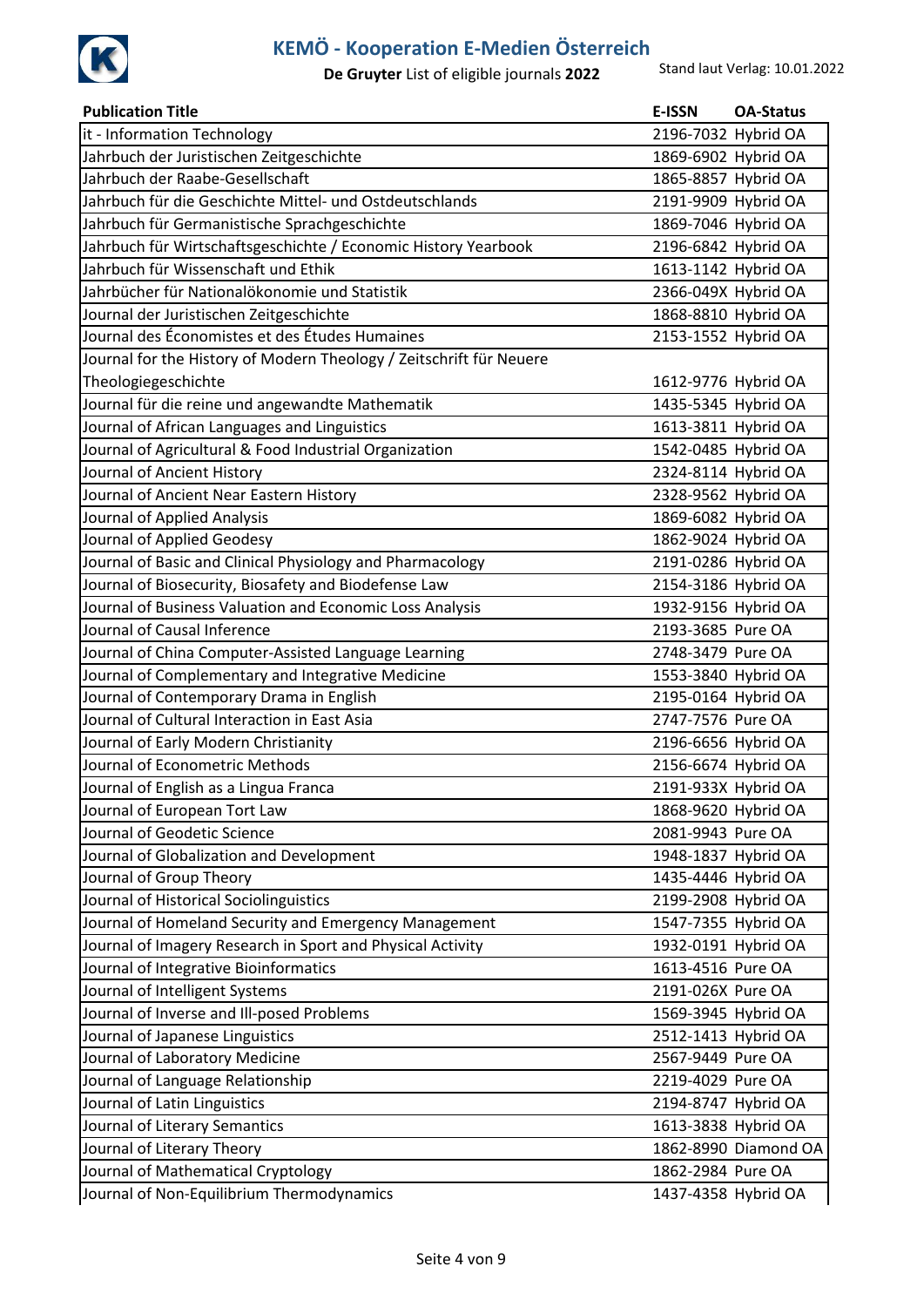# KEMÖ - Kooperation E-Medien Österreich

**De Gruyter** List of eligible journals **2022**

Stand laut Verlag: 10.01.2022

| Publication Title | E-ISSN | OA-Status |
|---|---|---|
| it - Information Technology | 2196-7032 | Hybrid OA |
| Jahrbuch der Juristischen Zeitgeschichte | 1869-6902 | Hybrid OA |
| Jahrbuch der Raabe-Gesellschaft | 1865-8857 | Hybrid OA |
| Jahrbuch für die Geschichte Mittel- und Ostdeutschlands | 2191-9909 | Hybrid OA |
| Jahrbuch für Germanistische Sprachgeschichte | 1869-7046 | Hybrid OA |
| Jahrbuch für Wirtschaftsgeschichte / Economic History Yearbook | 2196-6842 | Hybrid OA |
| Jahrbuch für Wissenschaft und Ethik | 1613-1142 | Hybrid OA |
| Jahrbücher für Nationalökonomie und Statistik | 2366-049X | Hybrid OA |
| Journal der Juristischen Zeitgeschichte | 1868-8810 | Hybrid OA |
| Journal des Économistes et des Études Humaines | 2153-1552 | Hybrid OA |
| Journal for the History of Modern Theology / Zeitschrift für Neuere Theologiegeschichte | 1612-9776 | Hybrid OA |
| Journal für die reine und angewandte Mathematik | 1435-5345 | Hybrid OA |
| Journal of African Languages and Linguistics | 1613-3811 | Hybrid OA |
| Journal of Agricultural & Food Industrial Organization | 1542-0485 | Hybrid OA |
| Journal of Ancient History | 2324-8114 | Hybrid OA |
| Journal of Ancient Near Eastern History | 2328-9562 | Hybrid OA |
| Journal of Applied Analysis | 1869-6082 | Hybrid OA |
| Journal of Applied Geodesy | 1862-9024 | Hybrid OA |
| Journal of Basic and Clinical Physiology and Pharmacology | 2191-0286 | Hybrid OA |
| Journal of Biosecurity, Biosafety and Biodefense Law | 2154-3186 | Hybrid OA |
| Journal of Business Valuation and Economic Loss Analysis | 1932-9156 | Hybrid OA |
| Journal of Causal Inference | 2193-3685 | Pure OA |
| Journal of China Computer-Assisted Language Learning | 2748-3479 | Pure OA |
| Journal of Complementary and Integrative Medicine | 1553-3840 | Hybrid OA |
| Journal of Contemporary Drama in English | 2195-0164 | Hybrid OA |
| Journal of Cultural Interaction in East Asia | 2747-7576 | Pure OA |
| Journal of Early Modern Christianity | 2196-6656 | Hybrid OA |
| Journal of Econometric Methods | 2156-6674 | Hybrid OA |
| Journal of English as a Lingua Franca | 2191-933X | Hybrid OA |
| Journal of European Tort Law | 1868-9620 | Hybrid OA |
| Journal of Geodetic Science | 2081-9943 | Pure OA |
| Journal of Globalization and Development | 1948-1837 | Hybrid OA |
| Journal of Group Theory | 1435-4446 | Hybrid OA |
| Journal of Historical Sociolinguistics | 2199-2908 | Hybrid OA |
| Journal of Homeland Security and Emergency Management | 1547-7355 | Hybrid OA |
| Journal of Imagery Research in Sport and Physical Activity | 1932-0191 | Hybrid OA |
| Journal of Integrative Bioinformatics | 1613-4516 | Pure OA |
| Journal of Intelligent Systems | 2191-026X | Pure OA |
| Journal of Inverse and Ill-posed Problems | 1569-3945 | Hybrid OA |
| Journal of Japanese Linguistics | 2512-1413 | Hybrid OA |
| Journal of Laboratory Medicine | 2567-9449 | Pure OA |
| Journal of Language Relationship | 2219-4029 | Pure OA |
| Journal of Latin Linguistics | 2194-8747 | Hybrid OA |
| Journal of Literary Semantics | 1613-3838 | Hybrid OA |
| Journal of Literary Theory | 1862-8990 | Diamond OA |
| Journal of Mathematical Cryptology | 1862-2984 | Pure OA |
| Journal of Non-Equilibrium Thermodynamics | 1437-4358 | Hybrid OA |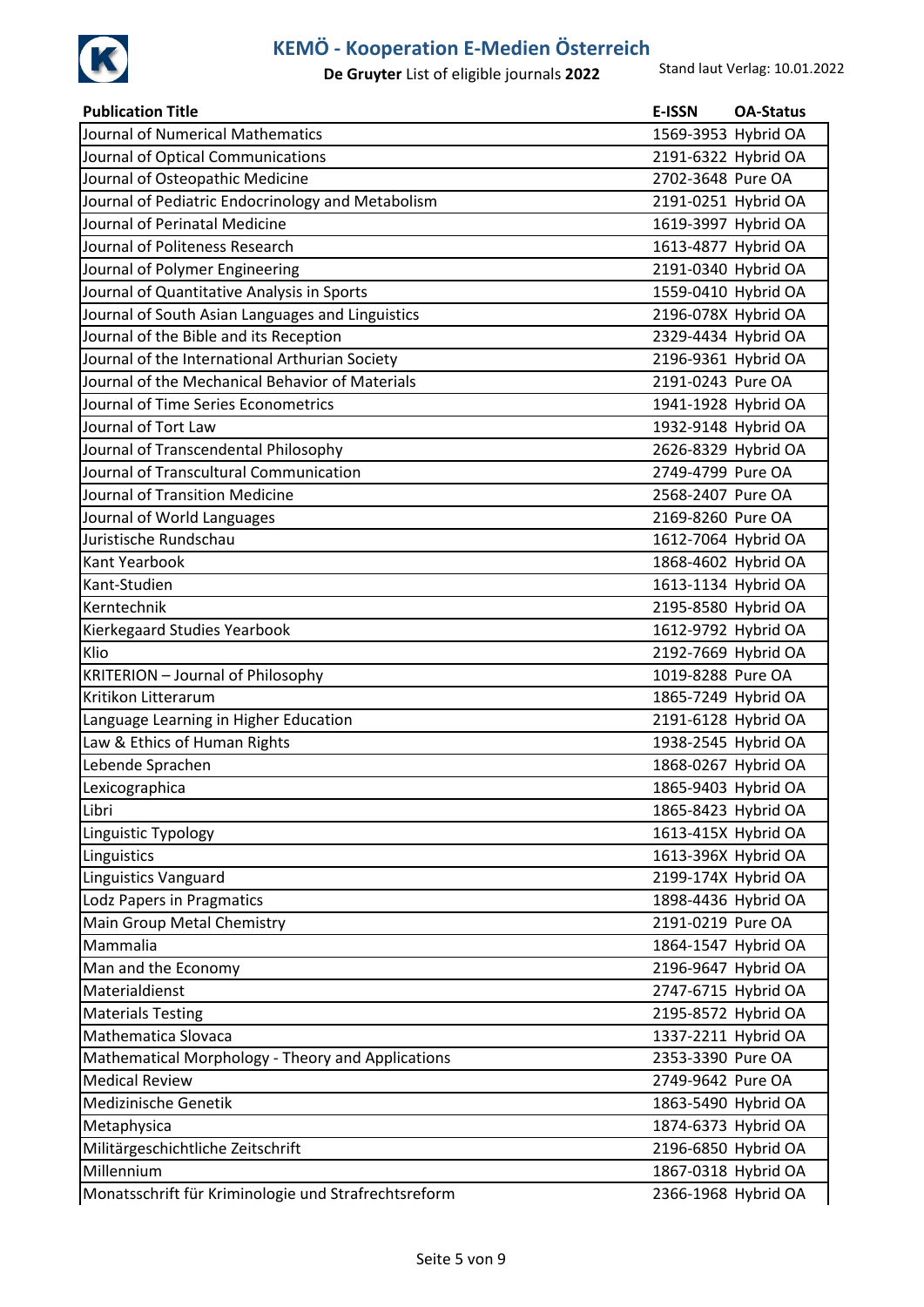| Publication Title | E-ISSN | OA-Status |
| --- | --- | --- |
| Journal of Numerical Mathematics | 1569-3953 | Hybrid OA |
| Journal of Optical Communications | 2191-6322 | Hybrid OA |
| Journal of Osteopathic Medicine | 2702-3648 | Pure OA |
| Journal of Pediatric Endocrinology and Metabolism | 2191-0251 | Hybrid OA |
| Journal of Perinatal Medicine | 1619-3997 | Hybrid OA |
| Journal of Politeness Research | 1613-4877 | Hybrid OA |
| Journal of Polymer Engineering | 2191-0340 | Hybrid OA |
| Journal of Quantitative Analysis in Sports | 1559-0410 | Hybrid OA |
| Journal of South Asian Languages and Linguistics | 2196-078X | Hybrid OA |
| Journal of the Bible and its Reception | 2329-4434 | Hybrid OA |
| Journal of the International Arthurian Society | 2196-9361 | Hybrid OA |
| Journal of the Mechanical Behavior of Materials | 2191-0243 | Pure OA |
| Journal of Time Series Econometrics | 1941-1928 | Hybrid OA |
| Journal of Tort Law | 1932-9148 | Hybrid OA |
| Journal of Transcendental Philosophy | 2626-8329 | Hybrid OA |
| Journal of Transcultural Communication | 2749-4799 | Pure OA |
| Journal of Transition Medicine | 2568-2407 | Pure OA |
| Journal of World Languages | 2169-8260 | Pure OA |
| Juristische Rundschau | 1612-7064 | Hybrid OA |
| Kant Yearbook | 1868-4602 | Hybrid OA |
| Kant-Studien | 1613-1134 | Hybrid OA |
| Kerntechnik | 2195-8580 | Hybrid OA |
| Kierkegaard Studies Yearbook | 1612-9792 | Hybrid OA |
| Klio | 2192-7669 | Hybrid OA |
| KRITERION – Journal of Philosophy | 1019-8288 | Pure OA |
| Kritikon Litterarum | 1865-7249 | Hybrid OA |
| Language Learning in Higher Education | 2191-6128 | Hybrid OA |
| Law & Ethics of Human Rights | 1938-2545 | Hybrid OA |
| Lebende Sprachen | 1868-0267 | Hybrid OA |
| Lexicographica | 1865-9403 | Hybrid OA |
| Libri | 1865-8423 | Hybrid OA |
| Linguistic Typology | 1613-415X | Hybrid OA |
| Linguistics | 1613-396X | Hybrid OA |
| Linguistics Vanguard | 2199-174X | Hybrid OA |
| Lodz Papers in Pragmatics | 1898-4436 | Hybrid OA |
| Main Group Metal Chemistry | 2191-0219 | Pure OA |
| Mammalia | 1864-1547 | Hybrid OA |
| Man and the Economy | 2196-9647 | Hybrid OA |
| Materialdienst | 2747-6715 | Hybrid OA |
| Materials Testing | 2195-8572 | Hybrid OA |
| Mathematica Slovaca | 1337-2211 | Hybrid OA |
| Mathematical Morphology - Theory and Applications | 2353-3390 | Pure OA |
| Medical Review | 2749-9642 | Pure OA |
| Medizinische Genetik | 1863-5490 | Hybrid OA |
| Metaphysica | 1874-6373 | Hybrid OA |
| Militärgeschichtliche Zeitschrift | 2196-6850 | Hybrid OA |
| Millennium | 1867-0318 | Hybrid OA |
| Monatsschrift für Kriminologie und Strafrechtsreform | 2366-1968 | Hybrid OA |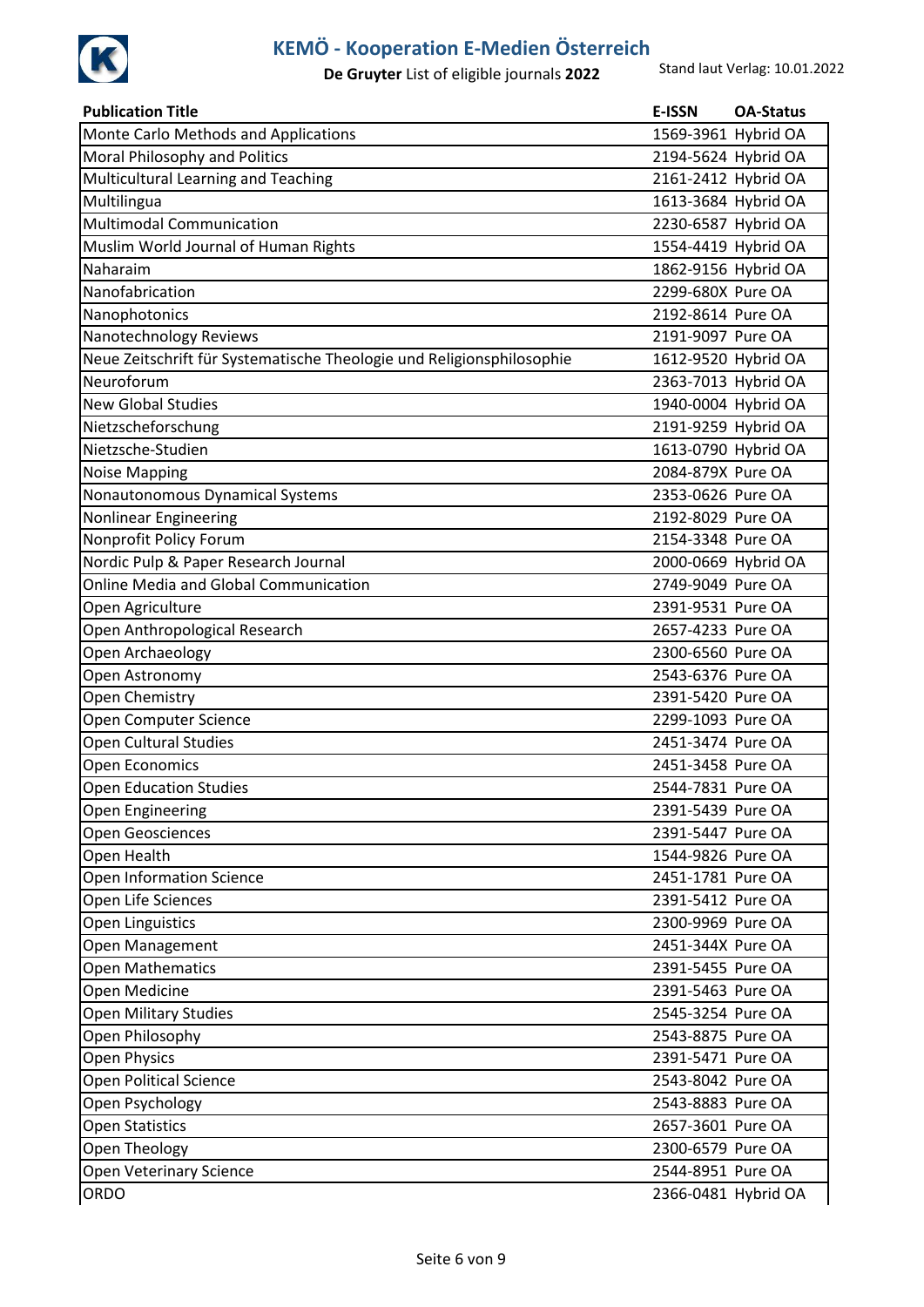# KEMÖ - Kooperation E-Medien Österreich

**De Gruyter** List of eligible journals **2022**

Stand laut Verlag: 10.01.2022

| Publication Title | E-ISSN | OA-Status |
|---|---|---|
| Monte Carlo Methods and Applications | 1569-3961 | Hybrid OA |
| Moral Philosophy and Politics | 2194-5624 | Hybrid OA |
| Multicultural Learning and Teaching | 2161-2412 | Hybrid OA |
| Multilingua | 1613-3684 | Hybrid OA |
| Multimodal Communication | 2230-6587 | Hybrid OA |
| Muslim World Journal of Human Rights | 1554-4419 | Hybrid OA |
| Naharaim | 1862-9156 | Hybrid OA |
| Nanofabrication | 2299-680X | Pure OA |
| Nanophotonics | 2192-8614 | Pure OA |
| Nanotechnology Reviews | 2191-9097 | Pure OA |
| Neue Zeitschrift für Systematische Theologie und Religionsphilosophie | 1612-9520 | Hybrid OA |
| Neuroforum | 2363-7013 | Hybrid OA |
| New Global Studies | 1940-0004 | Hybrid OA |
| Nietzscheforschung | 2191-9259 | Hybrid OA |
| Nietzsche-Studien | 1613-0790 | Hybrid OA |
| Noise Mapping | 2084-879X | Pure OA |
| Nonautonomous Dynamical Systems | 2353-0626 | Pure OA |
| Nonlinear Engineering | 2192-8029 | Pure OA |
| Nonprofit Policy Forum | 2154-3348 | Pure OA |
| Nordic Pulp & Paper Research Journal | 2000-0669 | Hybrid OA |
| Online Media and Global Communication | 2749-9049 | Pure OA |
| Open Agriculture | 2391-9531 | Pure OA |
| Open Anthropological Research | 2657-4233 | Pure OA |
| Open Archaeology | 2300-6560 | Pure OA |
| Open Astronomy | 2543-6376 | Pure OA |
| Open Chemistry | 2391-5420 | Pure OA |
| Open Computer Science | 2299-1093 | Pure OA |
| Open Cultural Studies | 2451-3474 | Pure OA |
| Open Economics | 2451-3458 | Pure OA |
| Open Education Studies | 2544-7831 | Pure OA |
| Open Engineering | 2391-5439 | Pure OA |
| Open Geosciences | 2391-5447 | Pure OA |
| Open Health | 1544-9826 | Pure OA |
| Open Information Science | 2451-1781 | Pure OA |
| Open Life Sciences | 2391-5412 | Pure OA |
| Open Linguistics | 2300-9969 | Pure OA |
| Open Management | 2451-344X | Pure OA |
| Open Mathematics | 2391-5455 | Pure OA |
| Open Medicine | 2391-5463 | Pure OA |
| Open Military Studies | 2545-3254 | Pure OA |
| Open Philosophy | 2543-8875 | Pure OA |
| Open Physics | 2391-5471 | Pure OA |
| Open Political Science | 2543-8042 | Pure OA |
| Open Psychology | 2543-8883 | Pure OA |
| Open Statistics | 2657-3601 | Pure OA |
| Open Theology | 2300-6579 | Pure OA |
| Open Veterinary Science | 2544-8951 | Pure OA |
| ORDO | 2366-0481 | Hybrid OA |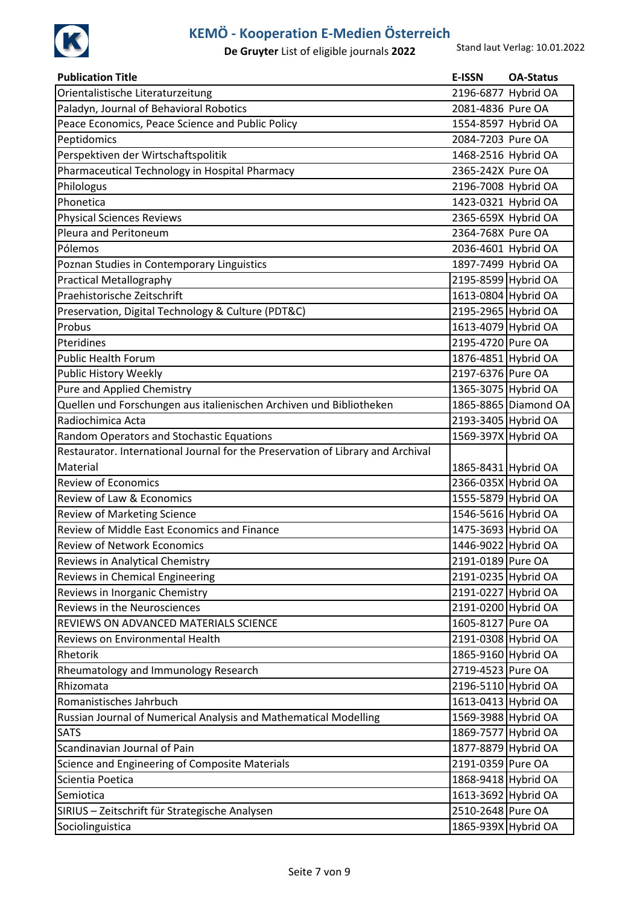# KEMÖ - Kooperation E-Medien Österreich

**De Gruyter** List of eligible journals **2022**

Stand laut Verlag: 10.01.2022

| Publication Title | E-ISSN | OA-Status |
|---|---|---|
| Orientalistische Literaturzeitung | 2196-6877 | Hybrid OA |
| Paladyn, Journal of Behavioral Robotics | 2081-4836 | Pure OA |
| Peace Economics, Peace Science and Public Policy | 1554-8597 | Hybrid OA |
| Peptidomics | 2084-7203 | Pure OA |
| Perspektiven der Wirtschaftspolitik | 1468-2516 | Hybrid OA |
| Pharmaceutical Technology in Hospital Pharmacy | 2365-242X | Pure OA |
| Philologus | 2196-7008 | Hybrid OA |
| Phonetica | 1423-0321 | Hybrid OA |
| Physical Sciences Reviews | 2365-659X | Hybrid OA |
| Pleura and Peritoneum | 2364-768X | Pure OA |
| Pólemos | 2036-4601 | Hybrid OA |
| Poznan Studies in Contemporary Linguistics | 1897-7499 | Hybrid OA |
| Practical Metallography | 2195-8599 | Hybrid OA |
| Praehistorische Zeitschrift | 1613-0804 | Hybrid OA |
| Preservation, Digital Technology & Culture (PDT&C) | 2195-2965 | Hybrid OA |
| Probus | 1613-4079 | Hybrid OA |
| Pteridines | 2195-4720 | Pure OA |
| Public Health Forum | 1876-4851 | Hybrid OA |
| Public History Weekly | 2197-6376 | Pure OA |
| Pure and Applied Chemistry | 1365-3075 | Hybrid OA |
| Quellen und Forschungen aus italienischen Archiven und Bibliotheken | 1865-8865 | Diamond OA |
| Radiochimica Acta | 2193-3405 | Hybrid OA |
| Random Operators and Stochastic Equations | 1569-397X | Hybrid OA |
| Restaurator. International Journal for the Preservation of Library and Archival Material | 1865-8431 | Hybrid OA |
| Review of Economics | 2366-035X | Hybrid OA |
| Review of Law & Economics | 1555-5879 | Hybrid OA |
| Review of Marketing Science | 1546-5616 | Hybrid OA |
| Review of Middle East Economics and Finance | 1475-3693 | Hybrid OA |
| Review of Network Economics | 1446-9022 | Hybrid OA |
| Reviews in Analytical Chemistry | 2191-0189 | Pure OA |
| Reviews in Chemical Engineering | 2191-0235 | Hybrid OA |
| Reviews in Inorganic Chemistry | 2191-0227 | Hybrid OA |
| Reviews in the Neurosciences | 2191-0200 | Hybrid OA |
| REVIEWS ON ADVANCED MATERIALS SCIENCE | 1605-8127 | Pure OA |
| Reviews on Environmental Health | 2191-0308 | Hybrid OA |
| Rhetorik | 1865-9160 | Hybrid OA |
| Rheumatology and Immunology Research | 2719-4523 | Pure OA |
| Rhizomata | 2196-5110 | Hybrid OA |
| Romanistisches Jahrbuch | 1613-0413 | Hybrid OA |
| Russian Journal of Numerical Analysis and Mathematical Modelling | 1569-3988 | Hybrid OA |
| SATS | 1869-7577 | Hybrid OA |
| Scandinavian Journal of Pain | 1877-8879 | Hybrid OA |
| Science and Engineering of Composite Materials | 2191-0359 | Pure OA |
| Scientia Poetica | 1868-9418 | Hybrid OA |
| Semiotica | 1613-3692 | Hybrid OA |
| SIRIUS – Zeitschrift für Strategische Analysen | 2510-2648 | Pure OA |
| Sociolinguistica | 1865-939X | Hybrid OA |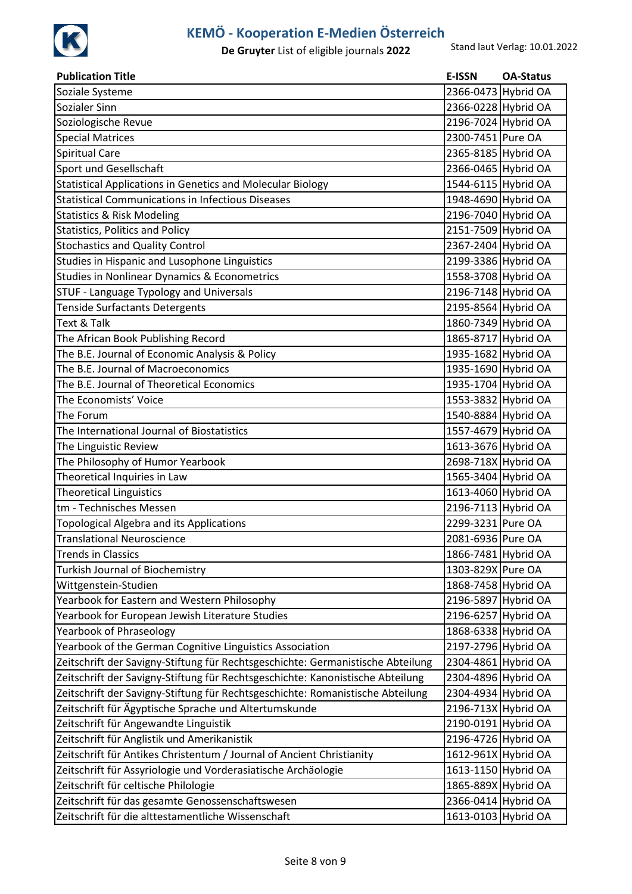# KEMÖ - Kooperation E-Medien Österreich

**De Gruyter** List of eligible journals **2022**

Stand laut Verlag: 10.01.2022

| Publication Title | E-ISSN | OA-Status |
|---|---|---|
| Soziale Systeme | 2366-0473 | Hybrid OA |
| Sozialer Sinn | 2366-0228 | Hybrid OA |
| Soziologische Revue | 2196-7024 | Hybrid OA |
| Special Matrices | 2300-7451 | Pure OA |
| Spiritual Care | 2365-8185 | Hybrid OA |
| Sport und Gesellschaft | 2366-0465 | Hybrid OA |
| Statistical Applications in Genetics and Molecular Biology | 1544-6115 | Hybrid OA |
| Statistical Communications in Infectious Diseases | 1948-4690 | Hybrid OA |
| Statistics & Risk Modeling | 2196-7040 | Hybrid OA |
| Statistics, Politics and Policy | 2151-7509 | Hybrid OA |
| Stochastics and Quality Control | 2367-2404 | Hybrid OA |
| Studies in Hispanic and Lusophone Linguistics | 2199-3386 | Hybrid OA |
| Studies in Nonlinear Dynamics & Econometrics | 1558-3708 | Hybrid OA |
| STUF - Language Typology and Universals | 2196-7148 | Hybrid OA |
| Tenside Surfactants Detergents | 2195-8564 | Hybrid OA |
| Text & Talk | 1860-7349 | Hybrid OA |
| The African Book Publishing Record | 1865-8717 | Hybrid OA |
| The B.E. Journal of Economic Analysis & Policy | 1935-1682 | Hybrid OA |
| The B.E. Journal of Macroeconomics | 1935-1690 | Hybrid OA |
| The B.E. Journal of Theoretical Economics | 1935-1704 | Hybrid OA |
| The Economists' Voice | 1553-3832 | Hybrid OA |
| The Forum | 1540-8884 | Hybrid OA |
| The International Journal of Biostatistics | 1557-4679 | Hybrid OA |
| The Linguistic Review | 1613-3676 | Hybrid OA |
| The Philosophy of Humor Yearbook | 2698-718X | Hybrid OA |
| Theoretical Inquiries in Law | 1565-3404 | Hybrid OA |
| Theoretical Linguistics | 1613-4060 | Hybrid OA |
| tm - Technisches Messen | 2196-7113 | Hybrid OA |
| Topological Algebra and its Applications | 2299-3231 | Pure OA |
| Translational Neuroscience | 2081-6936 | Pure OA |
| Trends in Classics | 1866-7481 | Hybrid OA |
| Turkish Journal of Biochemistry | 1303-829X | Pure OA |
| Wittgenstein-Studien | 1868-7458 | Hybrid OA |
| Yearbook for Eastern and Western Philosophy | 2196-5897 | Hybrid OA |
| Yearbook for European Jewish Literature Studies | 2196-6257 | Hybrid OA |
| Yearbook of Phraseology | 1868-6338 | Hybrid OA |
| Yearbook of the German Cognitive Linguistics Association | 2197-2796 | Hybrid OA |
| Zeitschrift der Savigny-Stiftung für Rechtsgeschichte: Germanistische Abteilung | 2304-4861 | Hybrid OA |
| Zeitschrift der Savigny-Stiftung für Rechtsgeschichte: Kanonistische Abteilung | 2304-4896 | Hybrid OA |
| Zeitschrift der Savigny-Stiftung für Rechtsgeschichte: Romanistische Abteilung | 2304-4934 | Hybrid OA |
| Zeitschrift für Ägyptische Sprache und Altertumskunde | 2196-713X | Hybrid OA |
| Zeitschrift für Angewandte Linguistik | 2190-0191 | Hybrid OA |
| Zeitschrift für Anglistik und Amerikanistik | 2196-4726 | Hybrid OA |
| Zeitschrift für Antikes Christentum / Journal of Ancient Christianity | 1612-961X | Hybrid OA |
| Zeitschrift für Assyriologie und Vorderasiatische Archäologie | 1613-1150 | Hybrid OA |
| Zeitschrift für celtische Philologie | 1865-889X | Hybrid OA |
| Zeitschrift für das gesamte Genossenschaftswesen | 2366-0414 | Hybrid OA |
| Zeitschrift für die alttestamentliche Wissenschaft | 1613-0103 | Hybrid OA |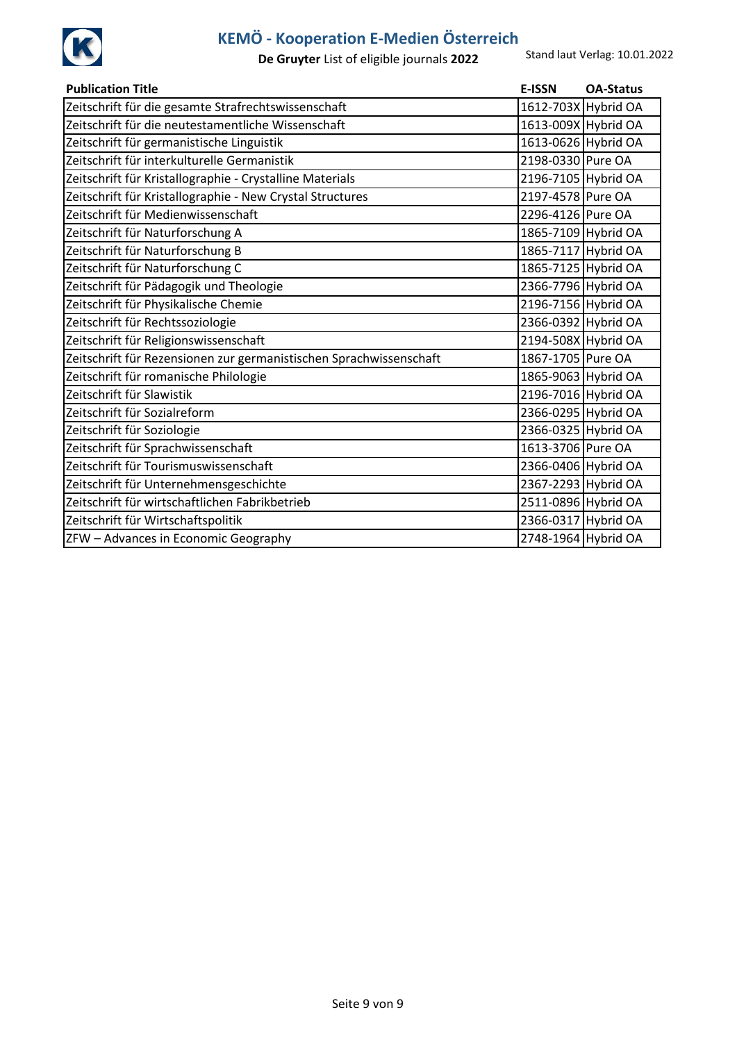# KEMÖ - Kooperation E-Medien Österreich

**De Gruyter** List of eligible journals **2022**

Stand laut Verlag: 10.01.2022

| Publication Title | E-ISSN | OA-Status |
|---|---|---|
| Zeitschrift für die gesamte Strafrechtswissenschaft | 1612-703X | Hybrid OA |
| Zeitschrift für die neutestamentliche Wissenschaft | 1613-009X | Hybrid OA |
| Zeitschrift für germanistische Linguistik | 1613-0626 | Hybrid OA |
| Zeitschrift für interkulturelle Germanistik | 2198-0330 | Pure OA |
| Zeitschrift für Kristallographie - Crystalline Materials | 2196-7105 | Hybrid OA |
| Zeitschrift für Kristallographie - New Crystal Structures | 2197-4578 | Pure OA |
| Zeitschrift für Medienwissenschaft | 2296-4126 | Pure OA |
| Zeitschrift für Naturforschung A | 1865-7109 | Hybrid OA |
| Zeitschrift für Naturforschung B | 1865-7117 | Hybrid OA |
| Zeitschrift für Naturforschung C | 1865-7125 | Hybrid OA |
| Zeitschrift für Pädagogik und Theologie | 2366-7796 | Hybrid OA |
| Zeitschrift für Physikalische Chemie | 2196-7156 | Hybrid OA |
| Zeitschrift für Rechtssoziologie | 2366-0392 | Hybrid OA |
| Zeitschrift für Religionswissenschaft | 2194-508X | Hybrid OA |
| Zeitschrift für Rezensionen zur germanistischen Sprachwissenschaft | 1867-1705 | Pure OA |
| Zeitschrift für romanische Philologie | 1865-9063 | Hybrid OA |
| Zeitschrift für Slawistik | 2196-7016 | Hybrid OA |
| Zeitschrift für Sozialreform | 2366-0295 | Hybrid OA |
| Zeitschrift für Soziologie | 2366-0325 | Hybrid OA |
| Zeitschrift für Sprachwissenschaft | 1613-3706 | Pure OA |
| Zeitschrift für Tourismuswissenschaft | 2366-0406 | Hybrid OA |
| Zeitschrift für Unternehmensgeschichte | 2367-2293 | Hybrid OA |
| Zeitschrift für wirtschaftlichen Fabrikbetrieb | 2511-0896 | Hybrid OA |
| Zeitschrift für Wirtschaftspolitik | 2366-0317 | Hybrid OA |
| ZFW – Advances in Economic Geography | 2748-1964 | Hybrid OA |